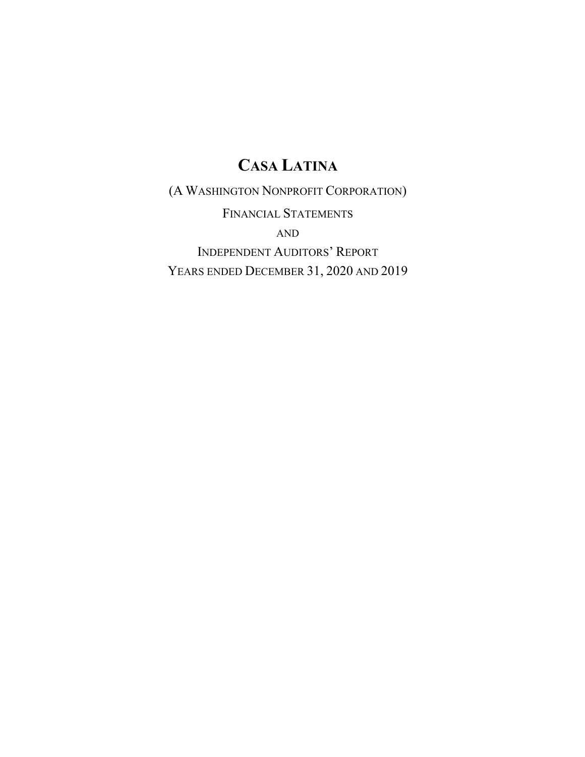# CASA LATINA

(A WASHINGTON NONPROFIT CORPORATION)

FINANCIAL STATEMENTS

AND

INDEPENDENT AUDITORS' REPORT

YEARS ENDED DECEMBER 31, 2020 AND 2019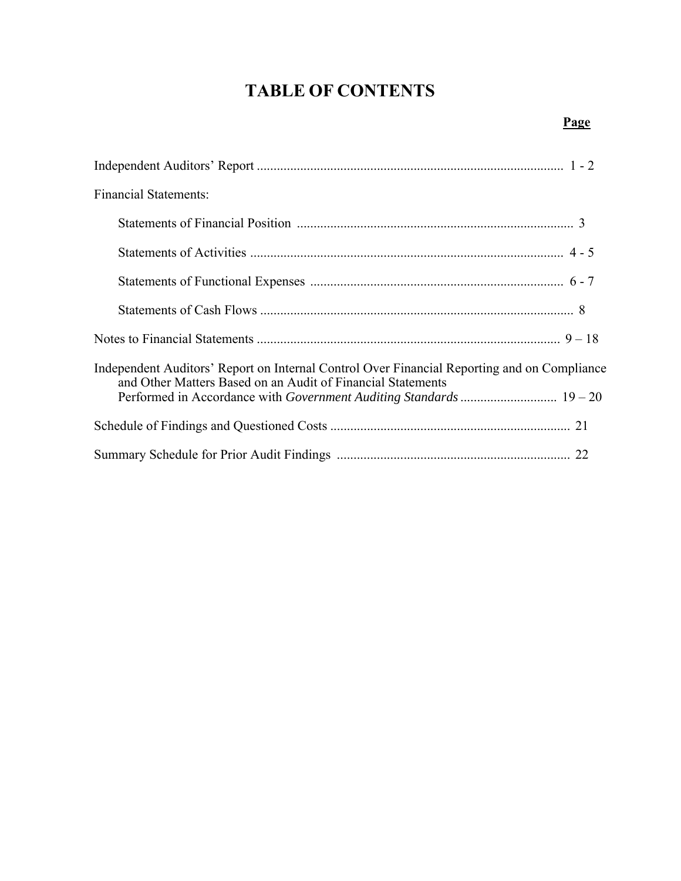# TABLE OF CONTENTS

| | Page |
|---|---|
| Independent Auditors' Report | 1 - 2 |
| Financial Statements: | |
| Statements of Financial Position | 3 |
| Statements of Activities | 4 - 5 |
| Statements of Functional Expenses | 6 - 7 |
| Statements of Cash Flows | 8 |
| Notes to Financial Statements | 9 – 18 |
| Independent Auditors' Report on Internal Control Over Financial Reporting and on Compliance and Other Matters Based on an Audit of Financial Statements Performed in Accordance with *Government Auditing Standards* | 19 – 20 |
| Schedule of Findings and Questioned Costs | 21 |
| Summary Schedule for Prior Audit Findings | 22 |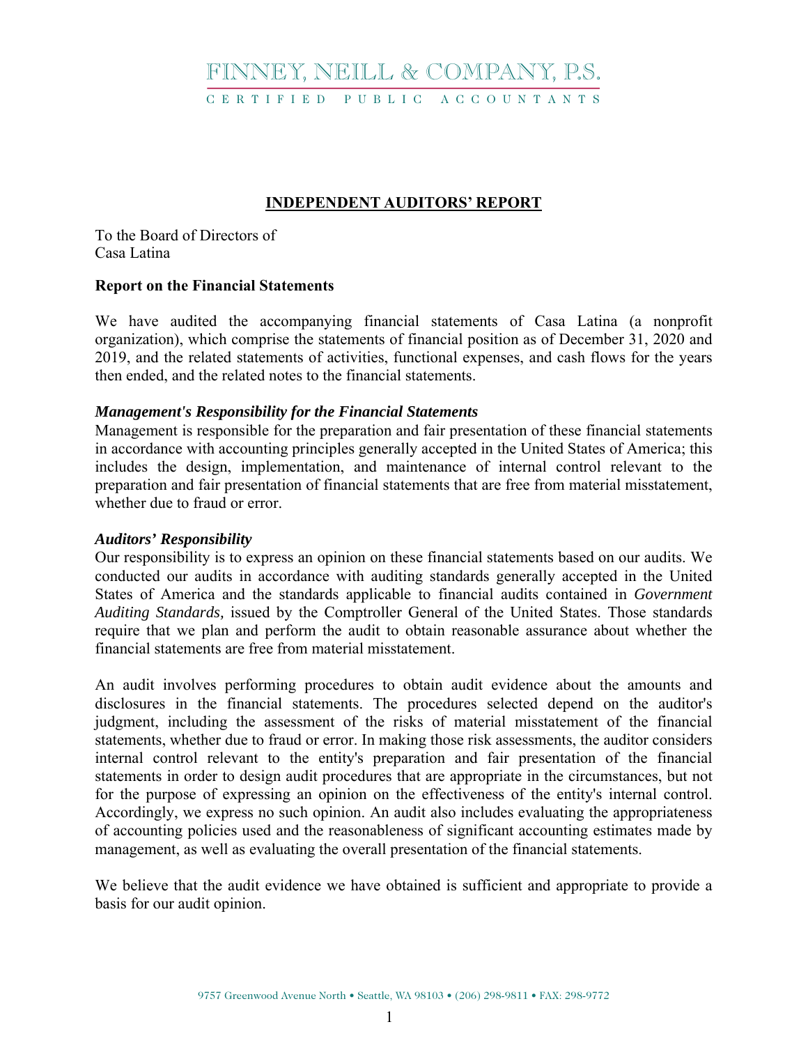# FINNEY, NEILL & COMPANY, P.S.

CERTIFIED PUBLIC ACCOUNTANTS

## INDEPENDENT AUDITORS' REPORT

To the Board of Directors of
Casa Latina

**Report on the Financial Statements**

We have audited the accompanying financial statements of Casa Latina (a nonprofit organization), which comprise the statements of financial position as of December 31, 2020 and 2019, and the related statements of activities, functional expenses, and cash flows for the years then ended, and the related notes to the financial statements.

***Management's Responsibility for the Financial Statements***

Management is responsible for the preparation and fair presentation of these financial statements in accordance with accounting principles generally accepted in the United States of America; this includes the design, implementation, and maintenance of internal control relevant to the preparation and fair presentation of financial statements that are free from material misstatement, whether due to fraud or error.

***Auditors' Responsibility***

Our responsibility is to express an opinion on these financial statements based on our audits. We conducted our audits in accordance with auditing standards generally accepted in the United States of America and the standards applicable to financial audits contained in *Government Auditing Standards,* issued by the Comptroller General of the United States. Those standards require that we plan and perform the audit to obtain reasonable assurance about whether the financial statements are free from material misstatement.

An audit involves performing procedures to obtain audit evidence about the amounts and disclosures in the financial statements. The procedures selected depend on the auditor's judgment, including the assessment of the risks of material misstatement of the financial statements, whether due to fraud or error. In making those risk assessments, the auditor considers internal control relevant to the entity's preparation and fair presentation of the financial statements in order to design audit procedures that are appropriate in the circumstances, but not for the purpose of expressing an opinion on the effectiveness of the entity's internal control. Accordingly, we express no such opinion. An audit also includes evaluating the appropriateness of accounting policies used and the reasonableness of significant accounting estimates made by management, as well as evaluating the overall presentation of the financial statements.

We believe that the audit evidence we have obtained is sufficient and appropriate to provide a basis for our audit opinion.

9757 Greenwood Avenue North • Seattle, WA 98103 • (206) 298-9811 • FAX: 298-9772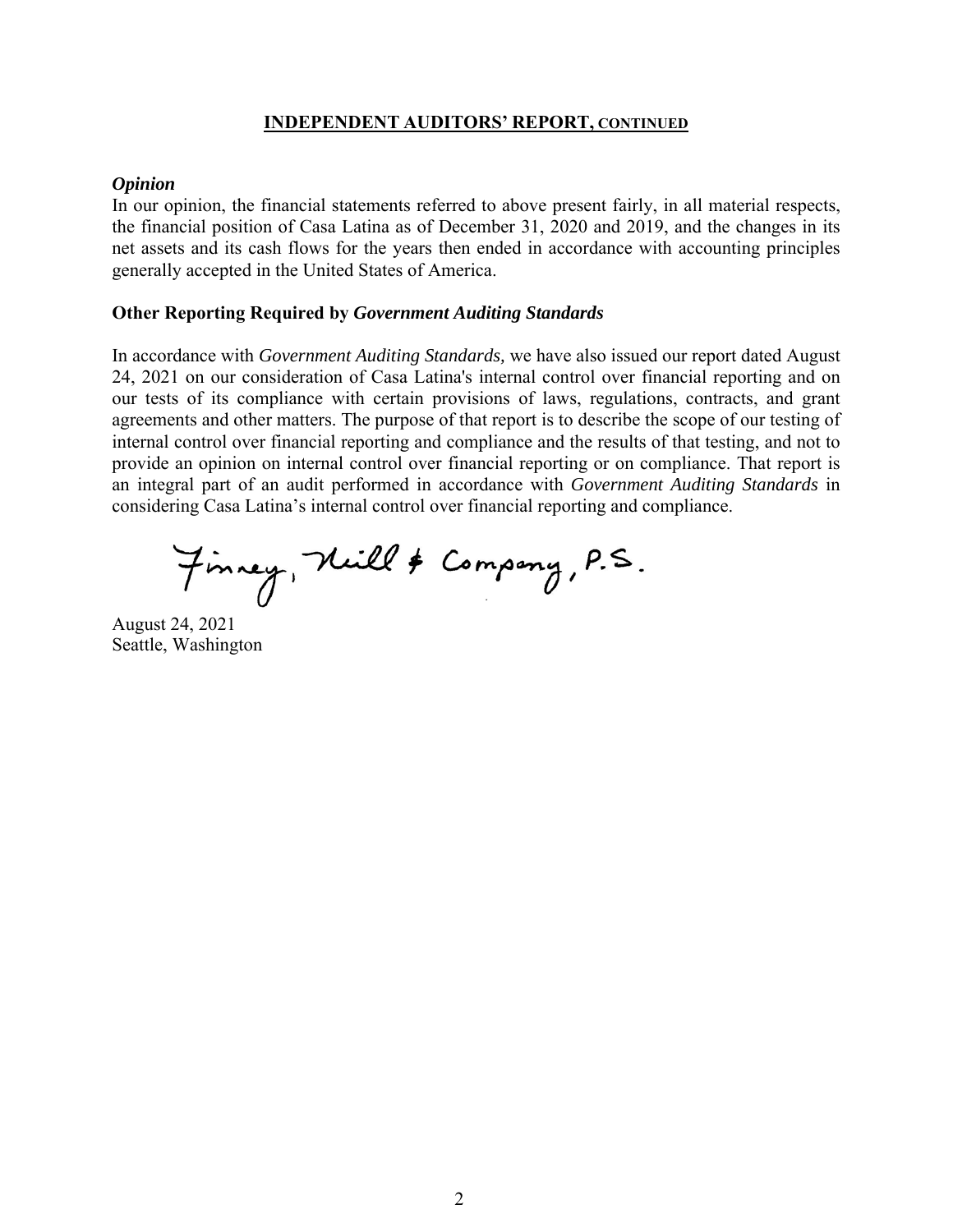## INDEPENDENT AUDITORS' REPORT, CONTINUED

***Opinion***

In our opinion, the financial statements referred to above present fairly, in all material respects, the financial position of Casa Latina as of December 31, 2020 and 2019, and the changes in its net assets and its cash flows for the years then ended in accordance with accounting principles generally accepted in the United States of America.

**Other Reporting Required by *Government Auditing Standards***

In accordance with *Government Auditing Standards,* we have also issued our report dated August 24, 2021 on our consideration of Casa Latina's internal control over financial reporting and on our tests of its compliance with certain provisions of laws, regulations, contracts, and grant agreements and other matters. The purpose of that report is to describe the scope of our testing of internal control over financial reporting and compliance and the results of that testing, and not to provide an opinion on internal control over financial reporting or on compliance. That report is an integral part of an audit performed in accordance with *Government Auditing Standards* in considering Casa Latina's internal control over financial reporting and compliance.

Finney, Neill & Company, P.S.

August 24, 2021
Seattle, Washington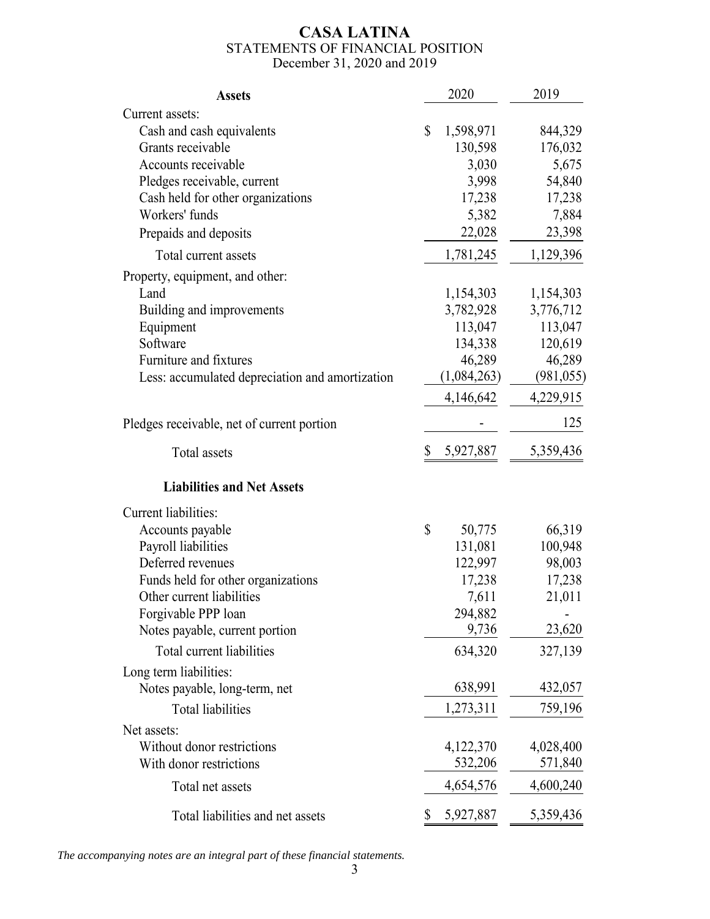# CASA LATINA

## STATEMENTS OF FINANCIAL POSITION

December 31, 2020 and 2019

| **Assets** | 2020 | 2019 |
|---|---|---|
| Current assets: | | |
| Cash and cash equivalents | $ 1,598,971 | 844,329 |
| Grants receivable | 130,598 | 176,032 |
| Accounts receivable | 3,030 | 5,675 |
| Pledges receivable, current | 3,998 | 54,840 |
| Cash held for other organizations | 17,238 | 17,238 |
| Workers' funds | 5,382 | 7,884 |
| Prepaids and deposits | 22,028 | 23,398 |
| Total current assets | 1,781,245 | 1,129,396 |
| Property, equipment, and other: | | |
| Land | 1,154,303 | 1,154,303 |
| Building and improvements | 3,782,928 | 3,776,712 |
| Equipment | 113,047 | 113,047 |
| Software | 134,338 | 120,619 |
| Furniture and fixtures | 46,289 | 46,289 |
| Less: accumulated depreciation and amortization | (1,084,263) | (981,055) |
| | 4,146,642 | 4,229,915 |
| Pledges receivable, net of current portion | - | 125 |
| Total assets | $ 5,927,887 | 5,359,436 |
| **Liabilities and Net Assets** | | |
| Current liabilities: | | |
| Accounts payable | $ 50,775 | 66,319 |
| Payroll liabilities | 131,081 | 100,948 |
| Deferred revenues | 122,997 | 98,003 |
| Funds held for other organizations | 17,238 | 17,238 |
| Other current liabilities | 7,611 | 21,011 |
| Forgivable PPP loan | 294,882 | - |
| Notes payable, current portion | 9,736 | 23,620 |
| Total current liabilities | 634,320 | 327,139 |
| Long term liabilities: | | |
| Notes payable, long-term, net | 638,991 | 432,057 |
| Total liabilities | 1,273,311 | 759,196 |
| Net assets: | | |
| Without donor restrictions | 4,122,370 | 4,028,400 |
| With donor restrictions | 532,206 | 571,840 |
| Total net assets | 4,654,576 | 4,600,240 |
| Total liabilities and net assets | $ 5,927,887 | 5,359,436 |

*The accompanying notes are an integral part of these financial statements.*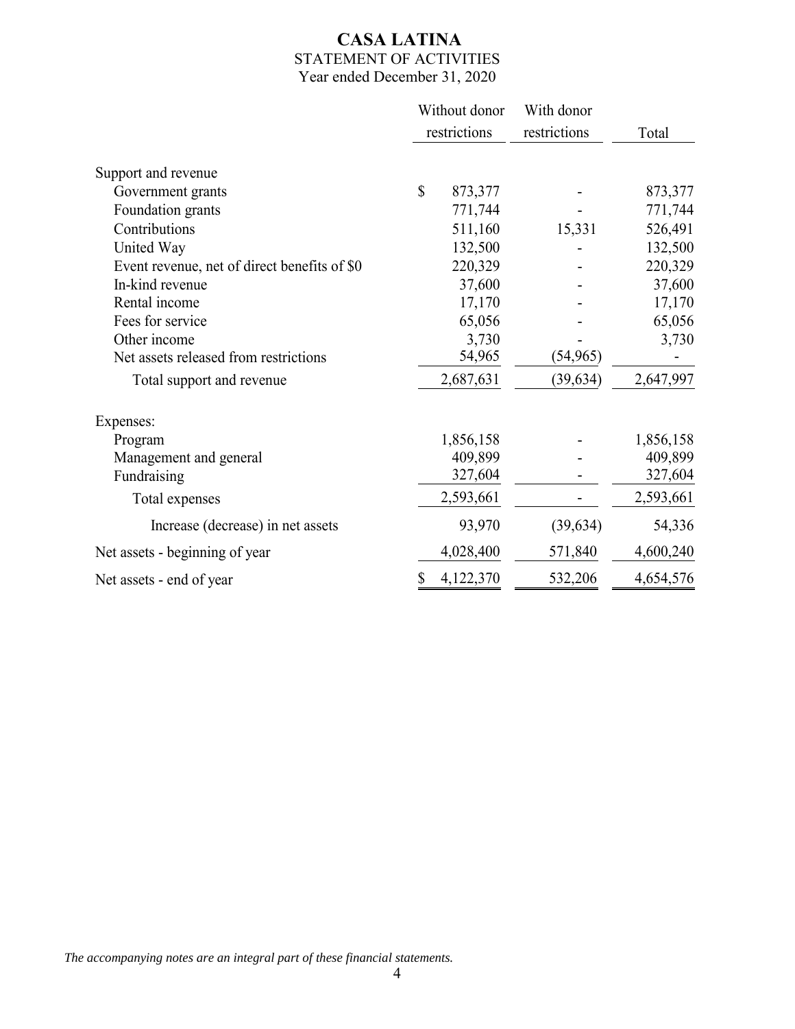# CASA LATINA

## STATEMENT OF ACTIVITIES

Year ended December 31, 2020

| | Without donor restrictions | With donor restrictions | Total |
|---|---|---|---|
| Support and revenue | | | |
| Government grants | $ 873,377 | - | 873,377 |
| Foundation grants | 771,744 | - | 771,744 |
| Contributions | 511,160 | 15,331 | 526,491 |
| United Way | 132,500 | - | 132,500 |
| Event revenue, net of direct benefits of $0 | 220,329 | - | 220,329 |
| In-kind revenue | 37,600 | - | 37,600 |
| Rental income | 17,170 | - | 17,170 |
| Fees for service | 65,056 | - | 65,056 |
| Other income | 3,730 | - | 3,730 |
| Net assets released from restrictions | 54,965 | (54,965) | - |
| Total support and revenue | 2,687,631 | (39,634) | 2,647,997 |
| Expenses: | | | |
| Program | 1,856,158 | - | 1,856,158 |
| Management and general | 409,899 | - | 409,899 |
| Fundraising | 327,604 | - | 327,604 |
| Total expenses | 2,593,661 | - | 2,593,661 |
| Increase (decrease) in net assets | 93,970 | (39,634) | 54,336 |
| Net assets - beginning of year | 4,028,400 | 571,840 | 4,600,240 |
| Net assets - end of year | $ 4,122,370 | 532,206 | 4,654,576 |

*The accompanying notes are an integral part of these financial statements.*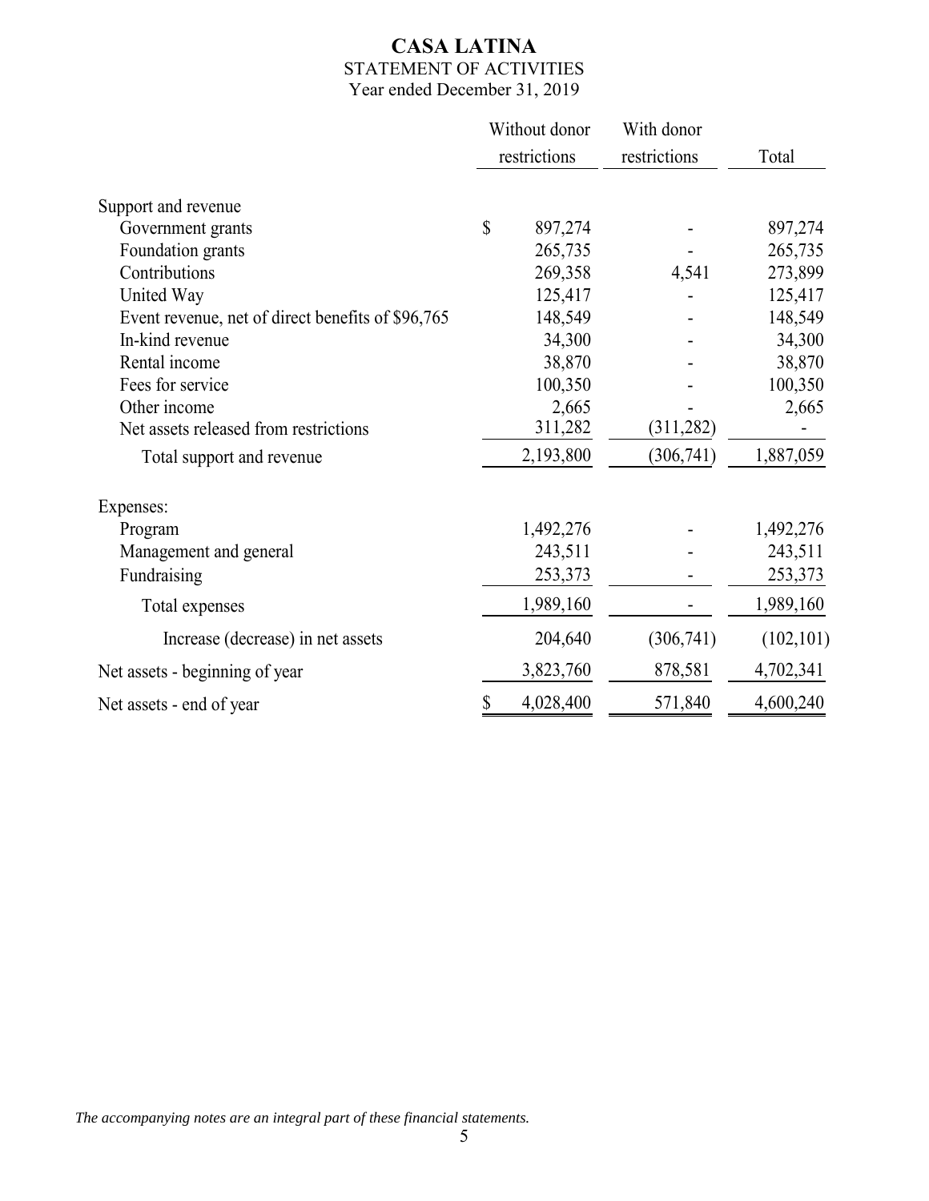# CASA LATINA

STATEMENT OF ACTIVITIES

Year ended December 31, 2019

| | Without donor restrictions | With donor restrictions | Total |
|---|---|---|---|
| Support and revenue | | | |
| Government grants | $ 897,274 | - | 897,274 |
| Foundation grants | 265,735 | - | 265,735 |
| Contributions | 269,358 | 4,541 | 273,899 |
| United Way | 125,417 | - | 125,417 |
| Event revenue, net of direct benefits of $96,765 | 148,549 | - | 148,549 |
| In-kind revenue | 34,300 | - | 34,300 |
| Rental income | 38,870 | - | 38,870 |
| Fees for service | 100,350 | - | 100,350 |
| Other income | 2,665 | - | 2,665 |
| Net assets released from restrictions | 311,282 | (311,282) | - |
| Total support and revenue | 2,193,800 | (306,741) | 1,887,059 |
| Expenses: | | | |
| Program | 1,492,276 | - | 1,492,276 |
| Management and general | 243,511 | - | 243,511 |
| Fundraising | 253,373 | - | 253,373 |
| Total expenses | 1,989,160 | - | 1,989,160 |
| Increase (decrease) in net assets | 204,640 | (306,741) | (102,101) |
| Net assets - beginning of year | 3,823,760 | 878,581 | 4,702,341 |
| Net assets - end of year | $ 4,028,400 | 571,840 | 4,600,240 |

*The accompanying notes are an integral part of these financial statements.*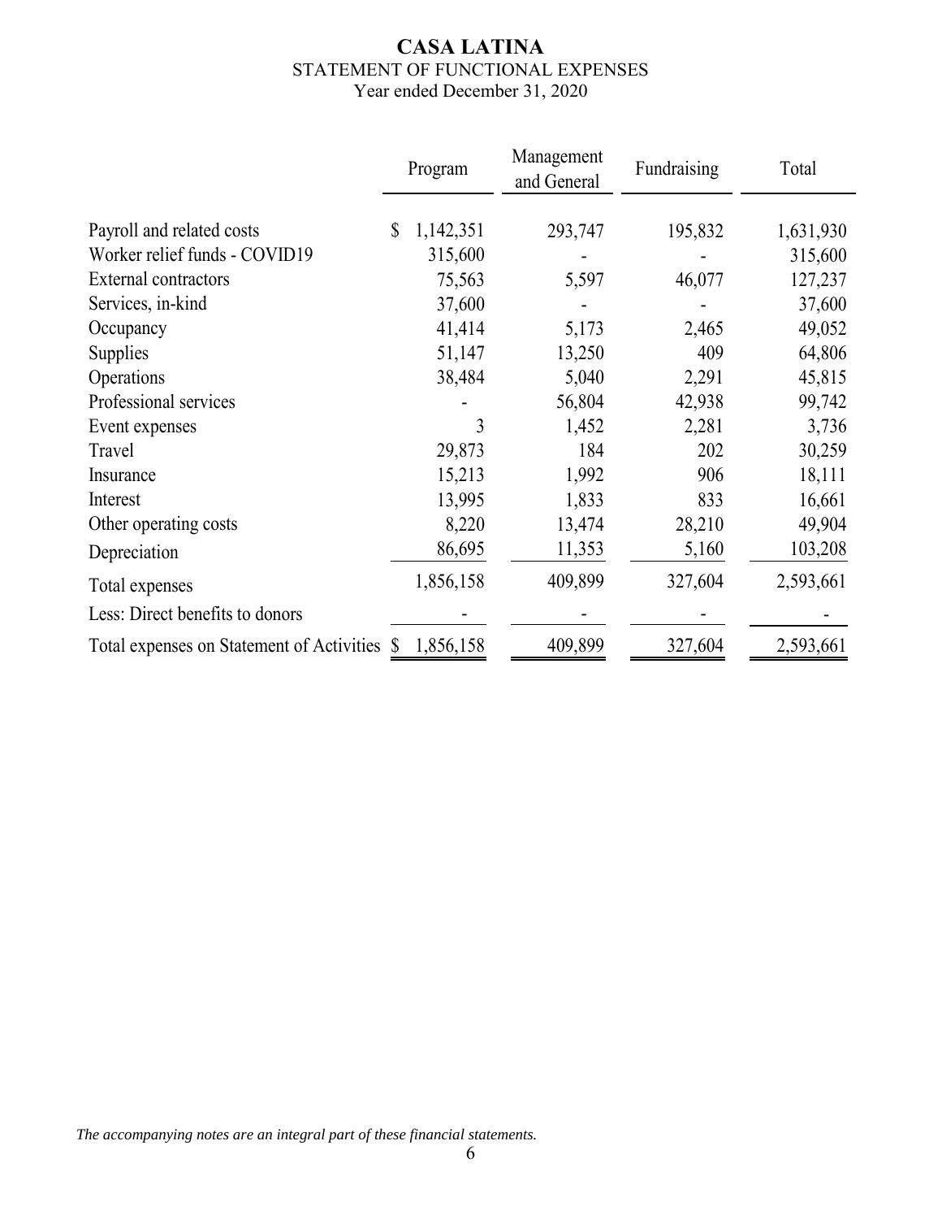# CASA LATINA

STATEMENT OF FUNCTIONAL EXPENSES

Year ended December 31, 2020

| | Program | Management and General | Fundraising | Total |
|---|---|---|---|---|
| Payroll and related costs | $ 1,142,351 | 293,747 | 195,832 | 1,631,930 |
| Worker relief funds - COVID19 | 315,600 | - | - | 315,600 |
| External contractors | 75,563 | 5,597 | 46,077 | 127,237 |
| Services, in-kind | 37,600 | - | - | 37,600 |
| Occupancy | 41,414 | 5,173 | 2,465 | 49,052 |
| Supplies | 51,147 | 13,250 | 409 | 64,806 |
| Operations | 38,484 | 5,040 | 2,291 | 45,815 |
| Professional services | - | 56,804 | 42,938 | 99,742 |
| Event expenses | 3 | 1,452 | 2,281 | 3,736 |
| Travel | 29,873 | 184 | 202 | 30,259 |
| Insurance | 15,213 | 1,992 | 906 | 18,111 |
| Interest | 13,995 | 1,833 | 833 | 16,661 |
| Other operating costs | 8,220 | 13,474 | 28,210 | 49,904 |
| Depreciation | 86,695 | 11,353 | 5,160 | 103,208 |
| Total expenses | 1,856,158 | 409,899 | 327,604 | 2,593,661 |
| Less: Direct benefits to donors | - | - | - | - |
| Total expenses on Statement of Activities | $ 1,856,158 | 409,899 | 327,604 | 2,593,661 |

*The accompanying notes are an integral part of these financial statements.*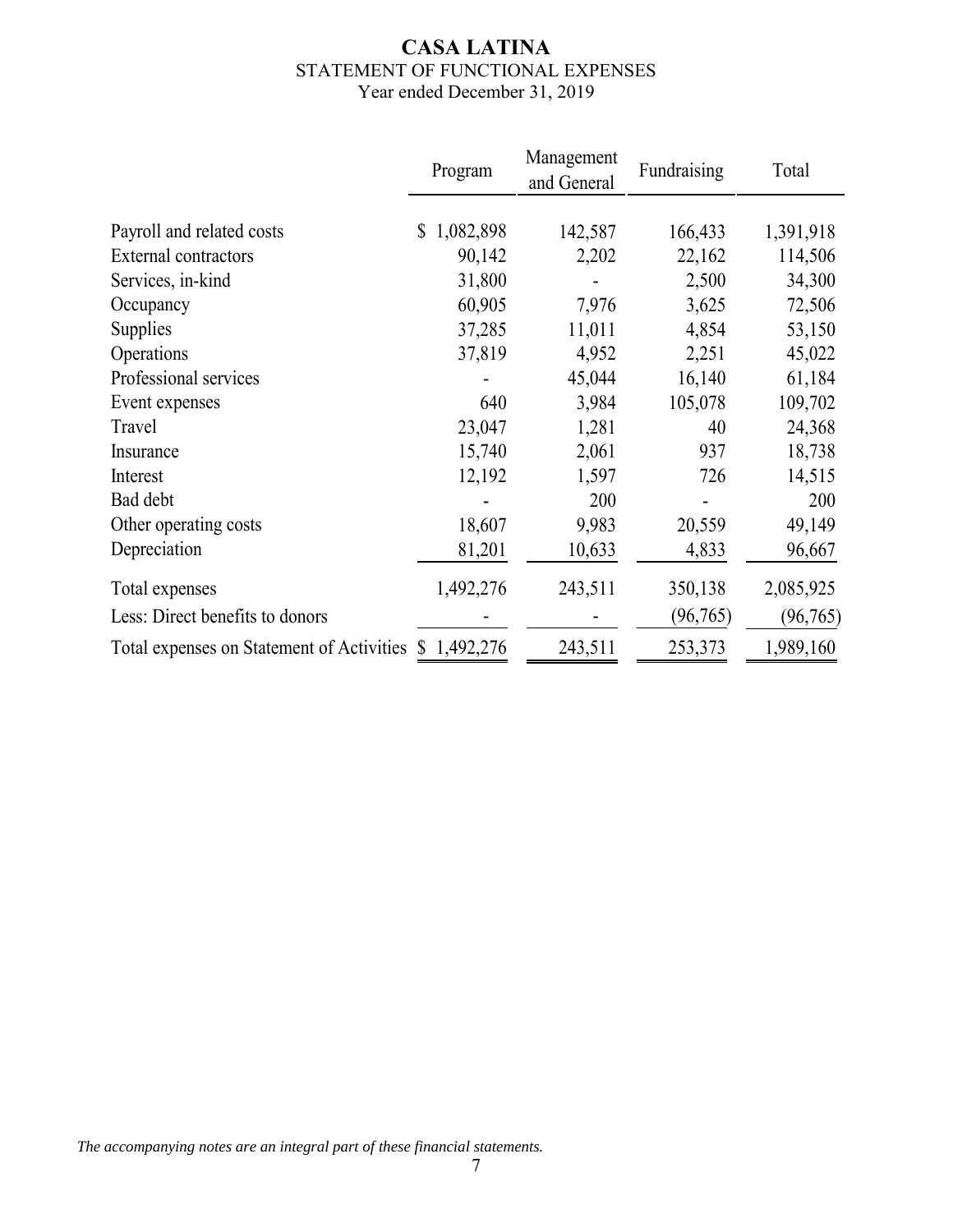# CASA LATINA

STATEMENT OF FUNCTIONAL EXPENSES

Year ended December 31, 2019

| | Program | Management and General | Fundraising | Total |
|---|---|---|---|---|
| Payroll and related costs | $ 1,082,898 | 142,587 | 166,433 | 1,391,918 |
| External contractors | 90,142 | 2,202 | 22,162 | 114,506 |
| Services, in-kind | 31,800 | - | 2,500 | 34,300 |
| Occupancy | 60,905 | 7,976 | 3,625 | 72,506 |
| Supplies | 37,285 | 11,011 | 4,854 | 53,150 |
| Operations | 37,819 | 4,952 | 2,251 | 45,022 |
| Professional services | - | 45,044 | 16,140 | 61,184 |
| Event expenses | 640 | 3,984 | 105,078 | 109,702 |
| Travel | 23,047 | 1,281 | 40 | 24,368 |
| Insurance | 15,740 | 2,061 | 937 | 18,738 |
| Interest | 12,192 | 1,597 | 726 | 14,515 |
| Bad debt | - | 200 | - | 200 |
| Other operating costs | 18,607 | 9,983 | 20,559 | 49,149 |
| Depreciation | 81,201 | 10,633 | 4,833 | 96,667 |
| Total expenses | 1,492,276 | 243,511 | 350,138 | 2,085,925 |
| Less: Direct benefits to donors | - | - | (96,765) | (96,765) |
| Total expenses on Statement of Activities | $ 1,492,276 | 243,511 | 253,373 | 1,989,160 |

*The accompanying notes are an integral part of these financial statements.*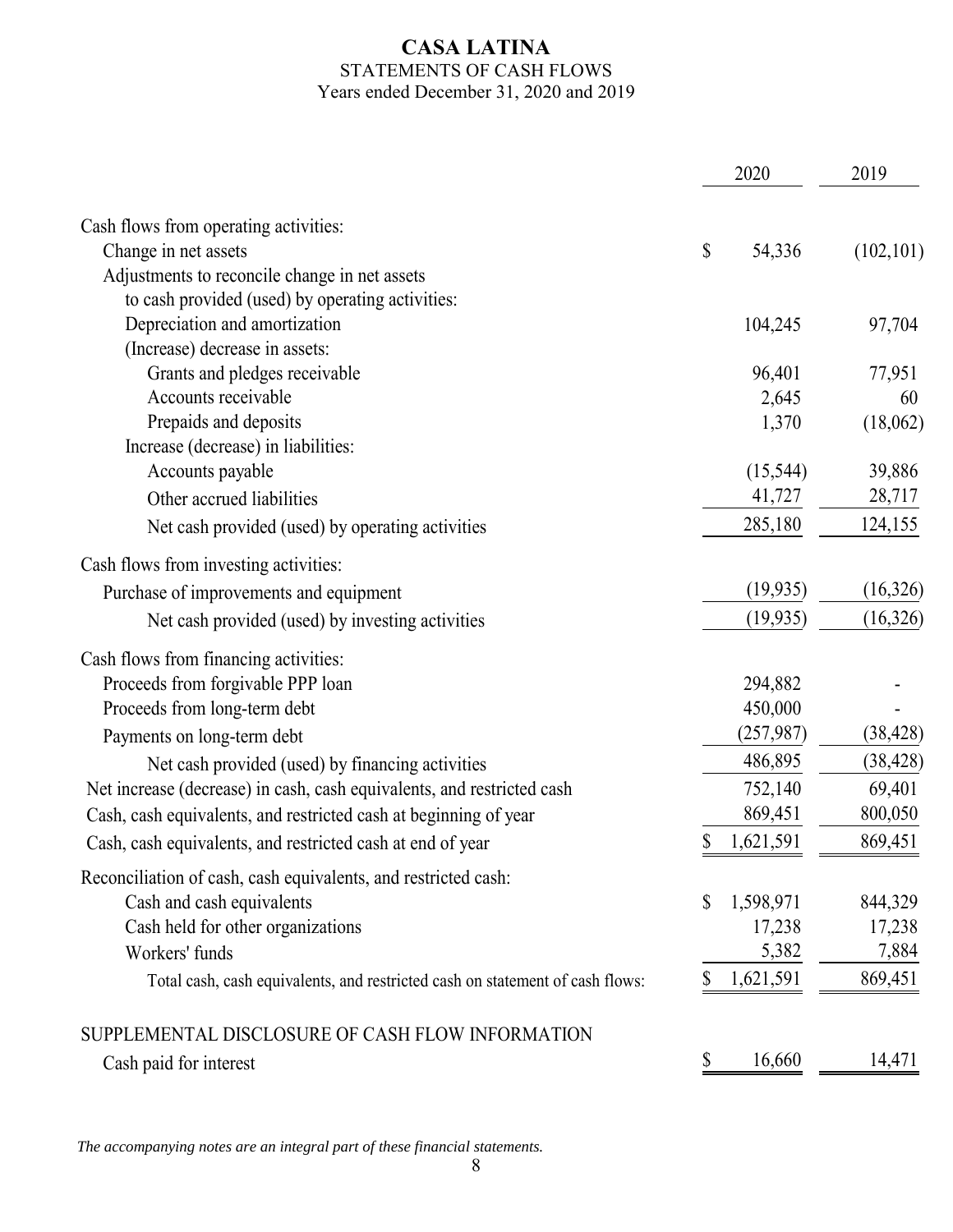# CASA LATINA

## STATEMENTS OF CASH FLOWS

Years ended December 31, 2020 and 2019

| | 2020 | 2019 |
|---|---|---|
| Cash flows from operating activities: | | |
| Change in net assets | $ 54,336 | (102,101) |
| Adjustments to reconcile change in net assets to cash provided (used) by operating activities: | | |
| Depreciation and amortization | 104,245 | 97,704 |
| (Increase) decrease in assets: | | |
| Grants and pledges receivable | 96,401 | 77,951 |
| Accounts receivable | 2,645 | 60 |
| Prepaids and deposits | 1,370 | (18,062) |
| Increase (decrease) in liabilities: | | |
| Accounts payable | (15,544) | 39,886 |
| Other accrued liabilities | 41,727 | 28,717 |
| Net cash provided (used) by operating activities | 285,180 | 124,155 |
| Cash flows from investing activities: | | |
| Purchase of improvements and equipment | (19,935) | (16,326) |
| Net cash provided (used) by investing activities | (19,935) | (16,326) |
| Cash flows from financing activities: | | |
| Proceeds from forgivable PPP loan | 294,882 | - |
| Proceeds from long-term debt | 450,000 | - |
| Payments on long-term debt | (257,987) | (38,428) |
| Net cash provided (used) by financing activities | 486,895 | (38,428) |
| Net increase (decrease) in cash, cash equivalents, and restricted cash | 752,140 | 69,401 |
| Cash, cash equivalents, and restricted cash at beginning of year | 869,451 | 800,050 |
| Cash, cash equivalents, and restricted cash at end of year | $ 1,621,591 | 869,451 |
| Reconciliation of cash, cash equivalents, and restricted cash: | | |
| Cash and cash equivalents | $ 1,598,971 | 844,329 |
| Cash held for other organizations | 17,238 | 17,238 |
| Workers' funds | 5,382 | 7,884 |
| Total cash, cash equivalents, and restricted cash on statement of cash flows: | $ 1,621,591 | 869,451 |

SUPPLEMENTAL DISCLOSURE OF CASH FLOW INFORMATION

| | 2020 | 2019 |
|---|---|---|
| Cash paid for interest | $ 16,660 | 14,471 |

*The accompanying notes are an integral part of these financial statements.*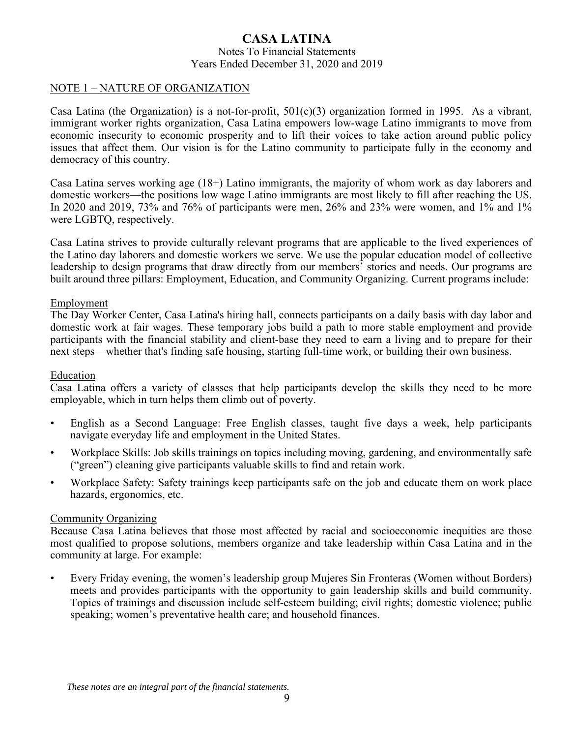# CASA LATINA

Notes To Financial Statements
Years Ended December 31, 2020 and 2019

## NOTE 1 – NATURE OF ORGANIZATION

Casa Latina (the Organization) is a not-for-profit, 501(c)(3) organization formed in 1995. As a vibrant, immigrant worker rights organization, Casa Latina empowers low-wage Latino immigrants to move from economic insecurity to economic prosperity and to lift their voices to take action around public policy issues that affect them. Our vision is for the Latino community to participate fully in the economy and democracy of this country.

Casa Latina serves working age (18+) Latino immigrants, the majority of whom work as day laborers and domestic workers—the positions low wage Latino immigrants are most likely to fill after reaching the US. In 2020 and 2019, 73% and 76% of participants were men, 26% and 23% were women, and 1% and 1% were LGBTQ, respectively.

Casa Latina strives to provide culturally relevant programs that are applicable to the lived experiences of the Latino day laborers and domestic workers we serve. We use the popular education model of collective leadership to design programs that draw directly from our members' stories and needs. Our programs are built around three pillars: Employment, Education, and Community Organizing. Current programs include:

### Employment

The Day Worker Center, Casa Latina's hiring hall, connects participants on a daily basis with day labor and domestic work at fair wages. These temporary jobs build a path to more stable employment and provide participants with the financial stability and client-base they need to earn a living and to prepare for their next steps—whether that's finding safe housing, starting full-time work, or building their own business.

### Education

Casa Latina offers a variety of classes that help participants develop the skills they need to be more employable, which in turn helps them climb out of poverty.

- English as a Second Language: Free English classes, taught five days a week, help participants navigate everyday life and employment in the United States.
- Workplace Skills: Job skills trainings on topics including moving, gardening, and environmentally safe ("green") cleaning give participants valuable skills to find and retain work.
- Workplace Safety: Safety trainings keep participants safe on the job and educate them on work place hazards, ergonomics, etc.

### Community Organizing

Because Casa Latina believes that those most affected by racial and socioeconomic inequities are those most qualified to propose solutions, members organize and take leadership within Casa Latina and in the community at large. For example:

- Every Friday evening, the women's leadership group Mujeres Sin Fronteras (Women without Borders) meets and provides participants with the opportunity to gain leadership skills and build community. Topics of trainings and discussion include self-esteem building; civil rights; domestic violence; public speaking; women's preventative health care; and household finances.

*These notes are an integral part of the financial statements.*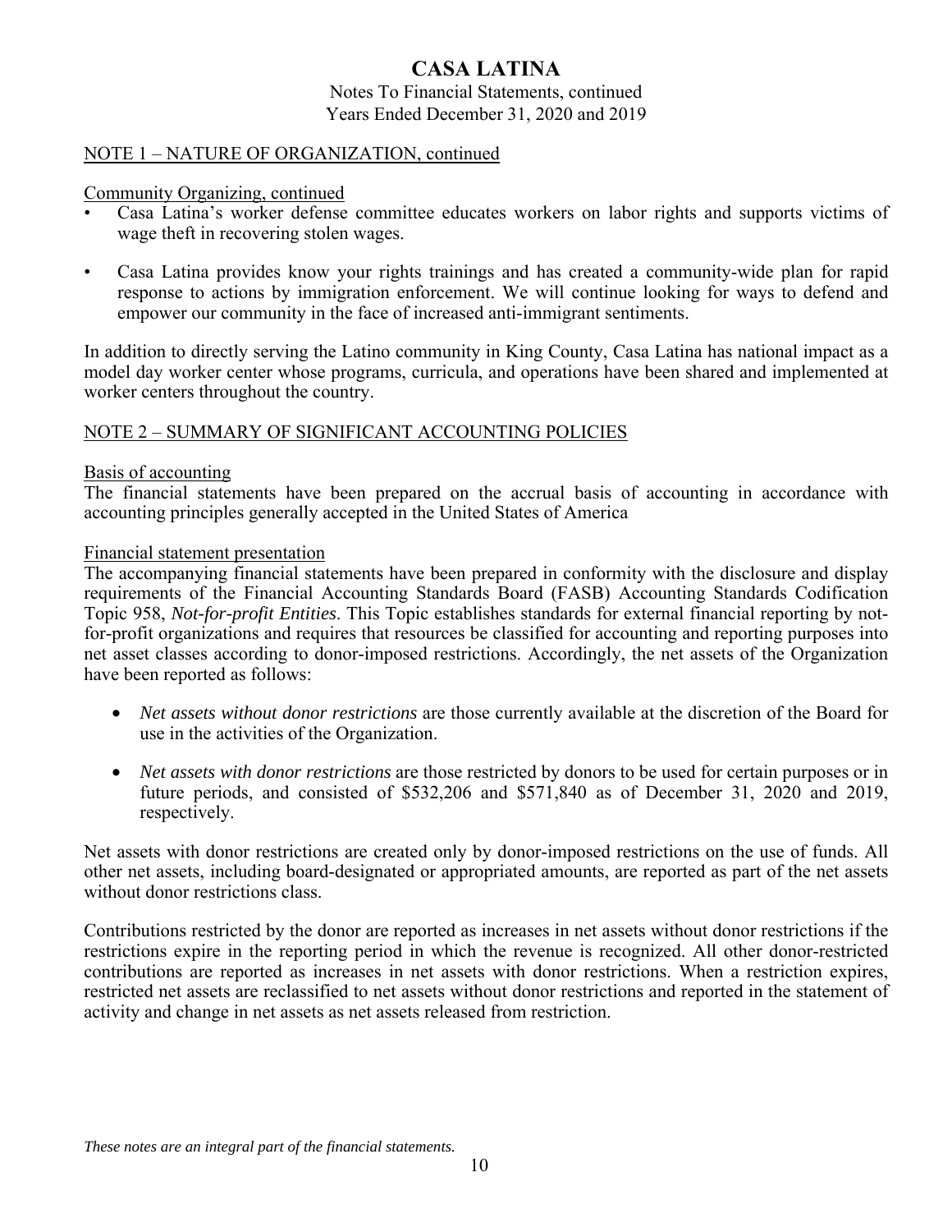## NOTE 1 – NATURE OF ORGANIZATION, continued

Community Organizing, continued

- Casa Latina's worker defense committee educates workers on labor rights and supports victims of wage theft in recovering stolen wages.

- Casa Latina provides know your rights trainings and has created a community-wide plan for rapid response to actions by immigration enforcement. We will continue looking for ways to defend and empower our community in the face of increased anti-immigrant sentiments.

In addition to directly serving the Latino community in King County, Casa Latina has national impact as a model day worker center whose programs, curricula, and operations have been shared and implemented at worker centers throughout the country.

## NOTE 2 – SUMMARY OF SIGNIFICANT ACCOUNTING POLICIES

Basis of accounting

The financial statements have been prepared on the accrual basis of accounting in accordance with accounting principles generally accepted in the United States of America

Financial statement presentation

The accompanying financial statements have been prepared in conformity with the disclosure and display requirements of the Financial Accounting Standards Board (FASB) Accounting Standards Codification Topic 958, *Not-for-profit Entities*. This Topic establishes standards for external financial reporting by not-for-profit organizations and requires that resources be classified for accounting and reporting purposes into net asset classes according to donor-imposed restrictions. Accordingly, the net assets of the Organization have been reported as follows:

- *Net assets without donor restrictions* are those currently available at the discretion of the Board for use in the activities of the Organization.

- *Net assets with donor restrictions* are those restricted by donors to be used for certain purposes or in future periods, and consisted of $532,206 and $571,840 as of December 31, 2020 and 2019, respectively.

Net assets with donor restrictions are created only by donor-imposed restrictions on the use of funds. All other net assets, including board-designated or appropriated amounts, are reported as part of the net assets without donor restrictions class.

Contributions restricted by the donor are reported as increases in net assets without donor restrictions if the restrictions expire in the reporting period in which the revenue is recognized. All other donor-restricted contributions are reported as increases in net assets with donor restrictions. When a restriction expires, restricted net assets are reclassified to net assets without donor restrictions and reported in the statement of activity and change in net assets as net assets released from restriction.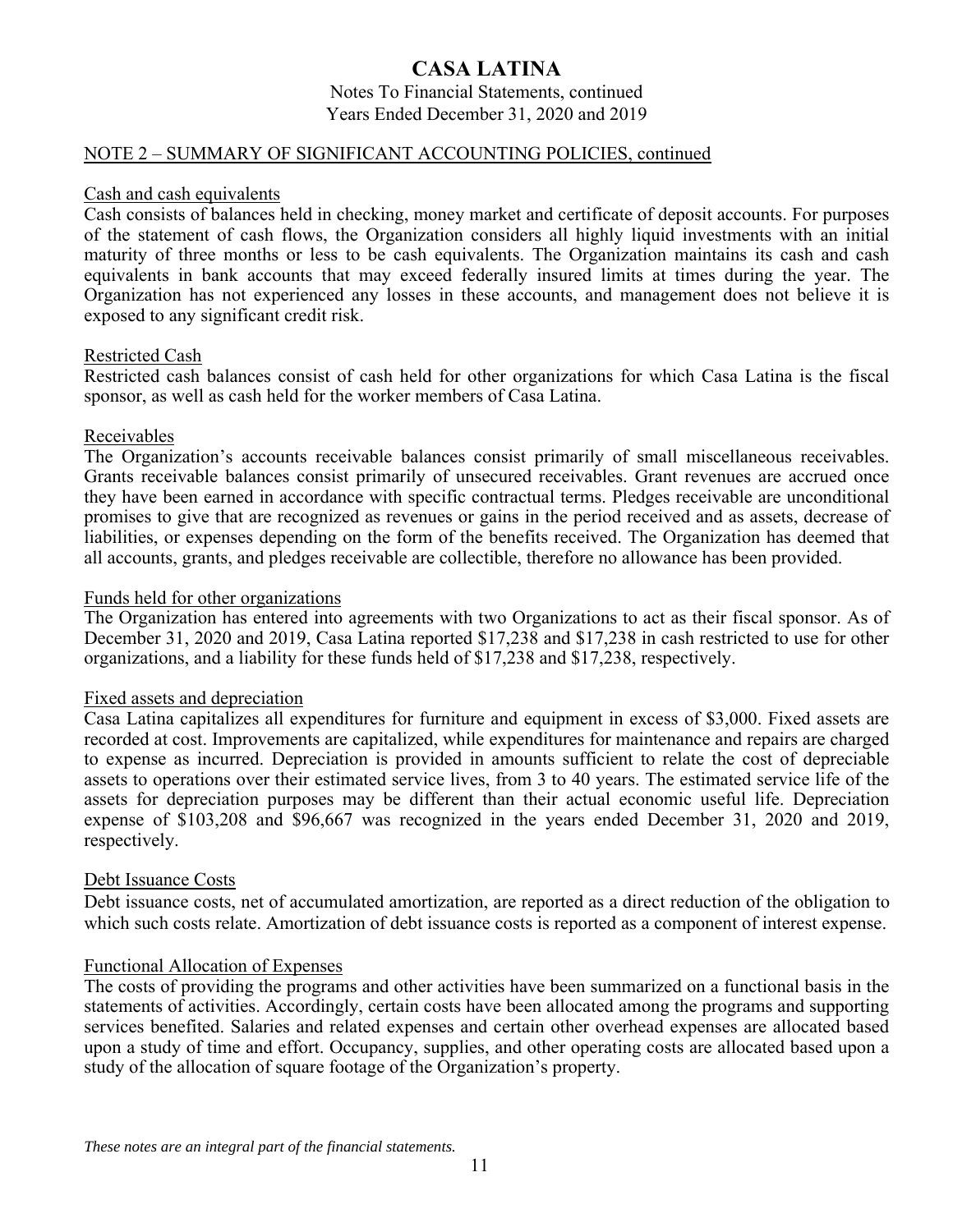# CASA LATINA

Notes To Financial Statements, continued
Years Ended December 31, 2020 and 2019

## NOTE 2 – SUMMARY OF SIGNIFICANT ACCOUNTING POLICIES, continued

### Cash and cash equivalents

Cash consists of balances held in checking, money market and certificate of deposit accounts. For purposes of the statement of cash flows, the Organization considers all highly liquid investments with an initial maturity of three months or less to be cash equivalents. The Organization maintains its cash and cash equivalents in bank accounts that may exceed federally insured limits at times during the year. The Organization has not experienced any losses in these accounts, and management does not believe it is exposed to any significant credit risk.

### Restricted Cash

Restricted cash balances consist of cash held for other organizations for which Casa Latina is the fiscal sponsor, as well as cash held for the worker members of Casa Latina.

### Receivables

The Organization's accounts receivable balances consist primarily of small miscellaneous receivables. Grants receivable balances consist primarily of unsecured receivables. Grant revenues are accrued once they have been earned in accordance with specific contractual terms. Pledges receivable are unconditional promises to give that are recognized as revenues or gains in the period received and as assets, decrease of liabilities, or expenses depending on the form of the benefits received. The Organization has deemed that all accounts, grants, and pledges receivable are collectible, therefore no allowance has been provided.

### Funds held for other organizations

The Organization has entered into agreements with two Organizations to act as their fiscal sponsor. As of December 31, 2020 and 2019, Casa Latina reported \$17,238 and \$17,238 in cash restricted to use for other organizations, and a liability for these funds held of \$17,238 and \$17,238, respectively.

### Fixed assets and depreciation

Casa Latina capitalizes all expenditures for furniture and equipment in excess of \$3,000. Fixed assets are recorded at cost. Improvements are capitalized, while expenditures for maintenance and repairs are charged to expense as incurred. Depreciation is provided in amounts sufficient to relate the cost of depreciable assets to operations over their estimated service lives, from 3 to 40 years. The estimated service life of the assets for depreciation purposes may be different than their actual economic useful life. Depreciation expense of \$103,208 and \$96,667 was recognized in the years ended December 31, 2020 and 2019, respectively.

### Debt Issuance Costs

Debt issuance costs, net of accumulated amortization, are reported as a direct reduction of the obligation to which such costs relate. Amortization of debt issuance costs is reported as a component of interest expense.

### Functional Allocation of Expenses

The costs of providing the programs and other activities have been summarized on a functional basis in the statements of activities. Accordingly, certain costs have been allocated among the programs and supporting services benefited. Salaries and related expenses and certain other overhead expenses are allocated based upon a study of time and effort. Occupancy, supplies, and other operating costs are allocated based upon a study of the allocation of square footage of the Organization's property.

*These notes are an integral part of the financial statements.*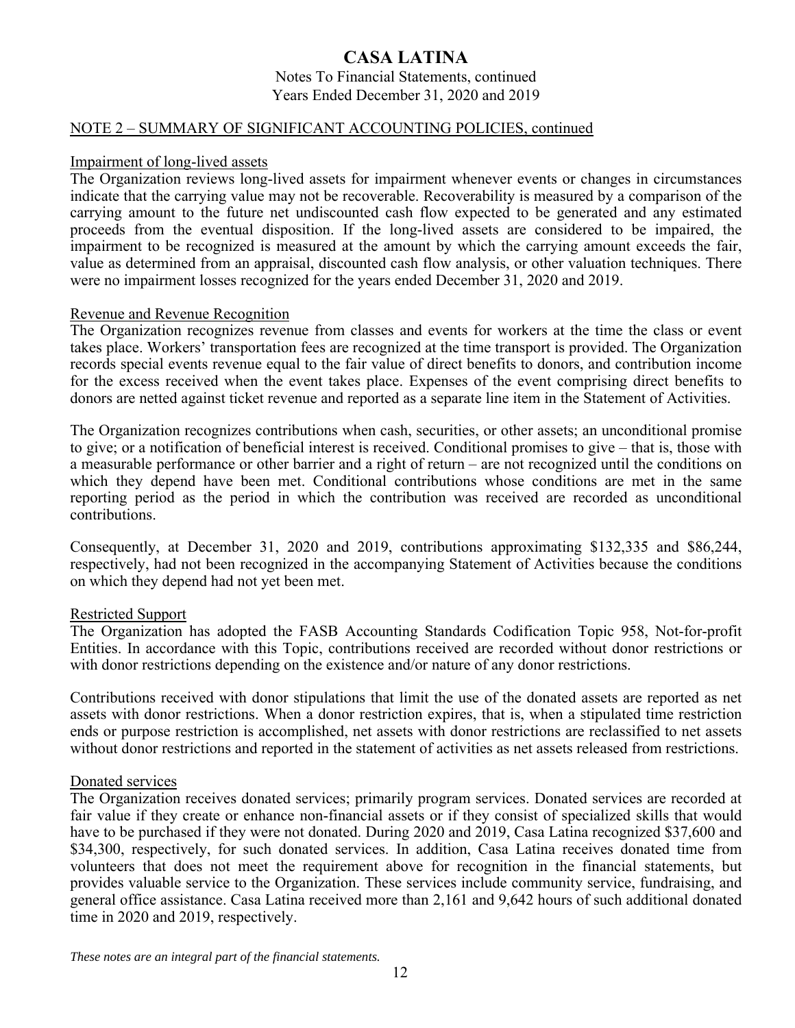## NOTE 2 – SUMMARY OF SIGNIFICANT ACCOUNTING POLICIES, continued

### Impairment of long-lived assets

The Organization reviews long-lived assets for impairment whenever events or changes in circumstances indicate that the carrying value may not be recoverable. Recoverability is measured by a comparison of the carrying amount to the future net undiscounted cash flow expected to be generated and any estimated proceeds from the eventual disposition. If the long-lived assets are considered to be impaired, the impairment to be recognized is measured at the amount by which the carrying amount exceeds the fair, value as determined from an appraisal, discounted cash flow analysis, or other valuation techniques. There were no impairment losses recognized for the years ended December 31, 2020 and 2019.

### Revenue and Revenue Recognition

The Organization recognizes revenue from classes and events for workers at the time the class or event takes place. Workers' transportation fees are recognized at the time transport is provided. The Organization records special events revenue equal to the fair value of direct benefits to donors, and contribution income for the excess received when the event takes place. Expenses of the event comprising direct benefits to donors are netted against ticket revenue and reported as a separate line item in the Statement of Activities.

The Organization recognizes contributions when cash, securities, or other assets; an unconditional promise to give; or a notification of beneficial interest is received. Conditional promises to give – that is, those with a measurable performance or other barrier and a right of return – are not recognized until the conditions on which they depend have been met. Conditional contributions whose conditions are met in the same reporting period as the period in which the contribution was received are recorded as unconditional contributions.

Consequently, at December 31, 2020 and 2019, contributions approximating $132,335 and $86,244, respectively, had not been recognized in the accompanying Statement of Activities because the conditions on which they depend had not yet been met.

### Restricted Support

The Organization has adopted the FASB Accounting Standards Codification Topic 958, Not-for-profit Entities. In accordance with this Topic, contributions received are recorded without donor restrictions or with donor restrictions depending on the existence and/or nature of any donor restrictions.

Contributions received with donor stipulations that limit the use of the donated assets are reported as net assets with donor restrictions. When a donor restriction expires, that is, when a stipulated time restriction ends or purpose restriction is accomplished, net assets with donor restrictions are reclassified to net assets without donor restrictions and reported in the statement of activities as net assets released from restrictions.

### Donated services

The Organization receives donated services; primarily program services. Donated services are recorded at fair value if they create or enhance non-financial assets or if they consist of specialized skills that would have to be purchased if they were not donated. During 2020 and 2019, Casa Latina recognized $37,600 and $34,300, respectively, for such donated services. In addition, Casa Latina receives donated time from volunteers that does not meet the requirement above for recognition in the financial statements, but provides valuable service to the Organization. These services include community service, fundraising, and general office assistance. Casa Latina received more than 2,161 and 9,642 hours of such additional donated time in 2020 and 2019, respectively.

*These notes are an integral part of the financial statements.*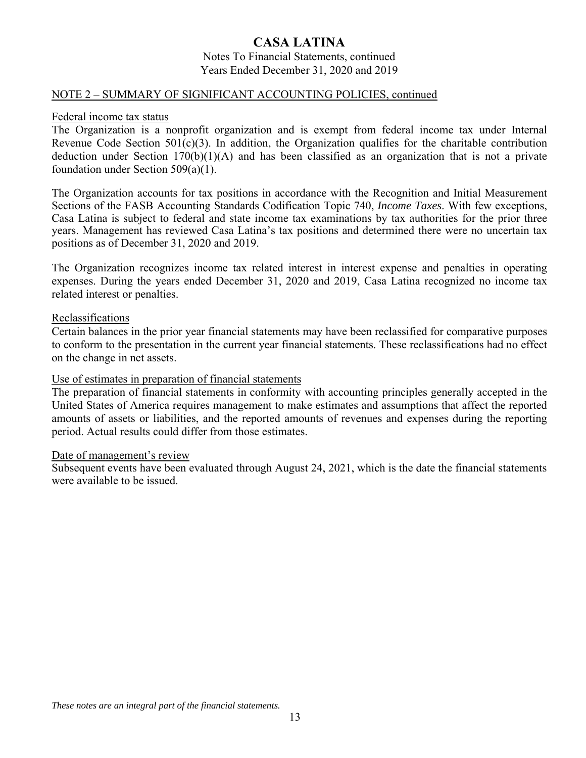# CASA LATINA

Notes To Financial Statements, continued
Years Ended December 31, 2020 and 2019

NOTE 2 – SUMMARY OF SIGNIFICANT ACCOUNTING POLICIES, continued

Federal income tax status

The Organization is a nonprofit organization and is exempt from federal income tax under Internal Revenue Code Section 501(c)(3). In addition, the Organization qualifies for the charitable contribution deduction under Section 170(b)(1)(A) and has been classified as an organization that is not a private foundation under Section 509(a)(1).

The Organization accounts for tax positions in accordance with the Recognition and Initial Measurement Sections of the FASB Accounting Standards Codification Topic 740, *Income Taxes*. With few exceptions, Casa Latina is subject to federal and state income tax examinations by tax authorities for the prior three years. Management has reviewed Casa Latina's tax positions and determined there were no uncertain tax positions as of December 31, 2020 and 2019.

The Organization recognizes income tax related interest in interest expense and penalties in operating expenses. During the years ended December 31, 2020 and 2019, Casa Latina recognized no income tax related interest or penalties.

Reclassifications

Certain balances in the prior year financial statements may have been reclassified for comparative purposes to conform to the presentation in the current year financial statements. These reclassifications had no effect on the change in net assets.

Use of estimates in preparation of financial statements

The preparation of financial statements in conformity with accounting principles generally accepted in the United States of America requires management to make estimates and assumptions that affect the reported amounts of assets or liabilities, and the reported amounts of revenues and expenses during the reporting period. Actual results could differ from those estimates.

Date of management's review

Subsequent events have been evaluated through August 24, 2021, which is the date the financial statements were available to be issued.

*These notes are an integral part of the financial statements.*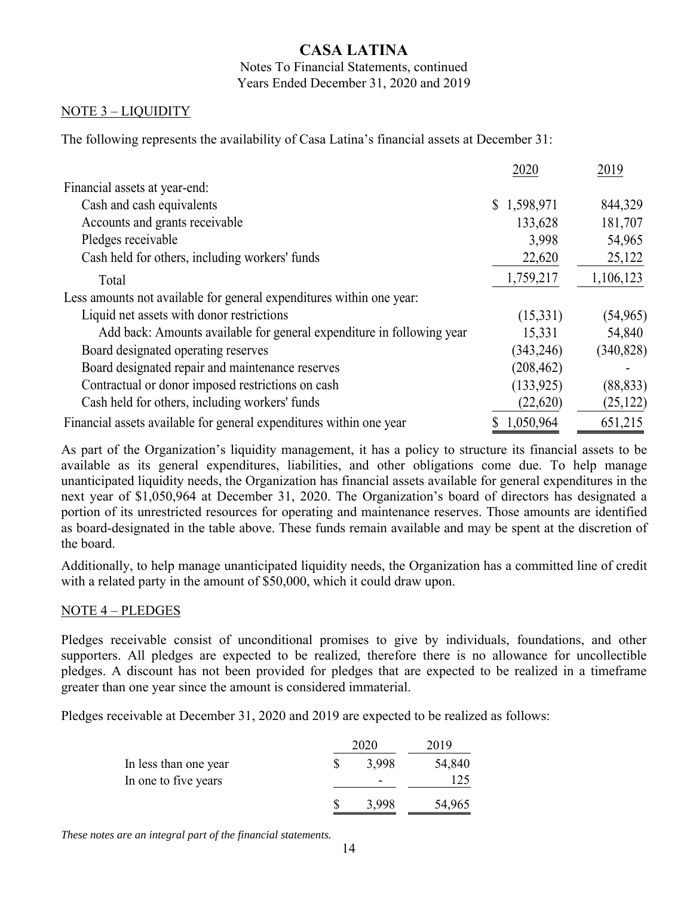# CASA LATINA

Notes To Financial Statements, continued
Years Ended December 31, 2020 and 2019

## NOTE 3 – LIQUIDITY

The following represents the availability of Casa Latina's financial assets at December 31:

| | 2020 | 2019 |
|---|---|---|
| Financial assets at year-end: | | |
| Cash and cash equivalents | $ 1,598,971 | 844,329 |
| Accounts and grants receivable | 133,628 | 181,707 |
| Pledges receivable | 3,998 | 54,965 |
| Cash held for others, including workers' funds | 22,620 | 25,122 |
| Total | 1,759,217 | 1,106,123 |
| Less amounts not available for general expenditures within one year: | | |
| Liquid net assets with donor restrictions | (15,331) | (54,965) |
| Add back: Amounts available for general expenditure in following year | 15,331 | 54,840 |
| Board designated operating reserves | (343,246) | (340,828) |
| Board designated repair and maintenance reserves | (208,462) | - |
| Contractual or donor imposed restrictions on cash | (133,925) | (88,833) |
| Cash held for others, including workers' funds | (22,620) | (25,122) |
| Financial assets available for general expenditures within one year | $ 1,050,964 | 651,215 |

As part of the Organization's liquidity management, it has a policy to structure its financial assets to be available as its general expenditures, liabilities, and other obligations come due. To help manage unanticipated liquidity needs, the Organization has financial assets available for general expenditures in the next year of $1,050,964 at December 31, 2020. The Organization's board of directors has designated a portion of its unrestricted resources for operating and maintenance reserves. Those amounts are identified as board-designated in the table above. These funds remain available and may be spent at the discretion of the board.

Additionally, to help manage unanticipated liquidity needs, the Organization has a committed line of credit with a related party in the amount of $50,000, which it could draw upon.

## NOTE 4 – PLEDGES

Pledges receivable consist of unconditional promises to give by individuals, foundations, and other supporters. All pledges are expected to be realized, therefore there is no allowance for uncollectible pledges. A discount has not been provided for pledges that are expected to be realized in a timeframe greater than one year since the amount is considered immaterial.

Pledges receivable at December 31, 2020 and 2019 are expected to be realized as follows:

| | 2020 | 2019 |
|---|---|---|
| In less than one year | $ 3,998 | 54,840 |
| In one to five years | - | 125 |
| | $ 3,998 | 54,965 |

*These notes are an integral part of the financial statements.*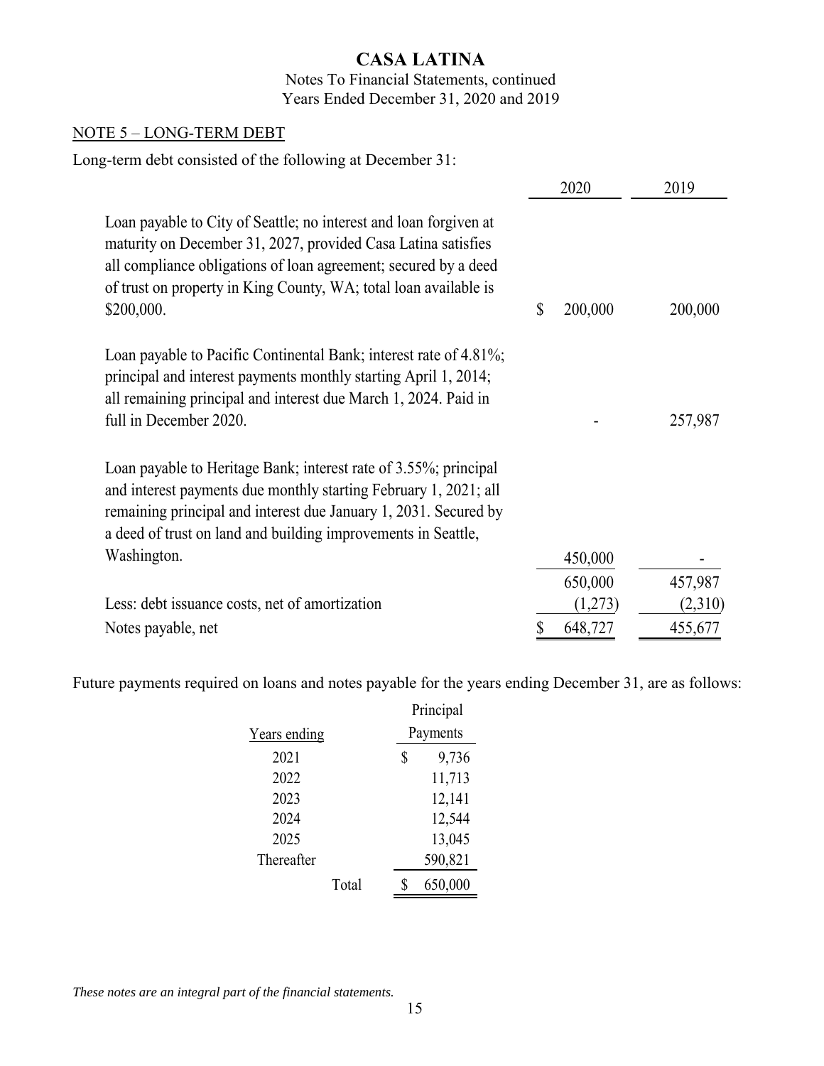# CASA LATINA

Notes To Financial Statements, continued
Years Ended December 31, 2020 and 2019

## NOTE 5 – LONG-TERM DEBT

Long-term debt consisted of the following at December 31:

| | 2020 | 2019 |
|---|---|---|
| Loan payable to City of Seattle; no interest and loan forgiven at maturity on December 31, 2027, provided Casa Latina satisfies all compliance obligations of loan agreement; secured by a deed of trust on property in King County, WA; total loan available is $200,000. | $ 200,000 | 200,000 |
| Loan payable to Pacific Continental Bank; interest rate of 4.81%; principal and interest payments monthly starting April 1, 2014; all remaining principal and interest due March 1, 2024. Paid in full in December 2020. | - | 257,987 |
| Loan payable to Heritage Bank; interest rate of 3.55%; principal and interest payments due monthly starting February 1, 2021; all remaining principal and interest due January 1, 2031. Secured by a deed of trust on land and building improvements in Seattle, Washington. | 450,000 | - |
| | 650,000 | 457,987 |
| Less: debt issuance costs, net of amortization | (1,273) | (2,310) |
| Notes payable, net | $ 648,727 | 455,677 |

Future payments required on loans and notes payable for the years ending December 31, are as follows:

| Years ending | Principal Payments |
|---|---|
| 2021 | $ 9,736 |
| 2022 | 11,713 |
| 2023 | 12,141 |
| 2024 | 12,544 |
| 2025 | 13,045 |
| Thereafter | 590,821 |
| Total | $ 650,000 |

*These notes are an integral part of the financial statements.*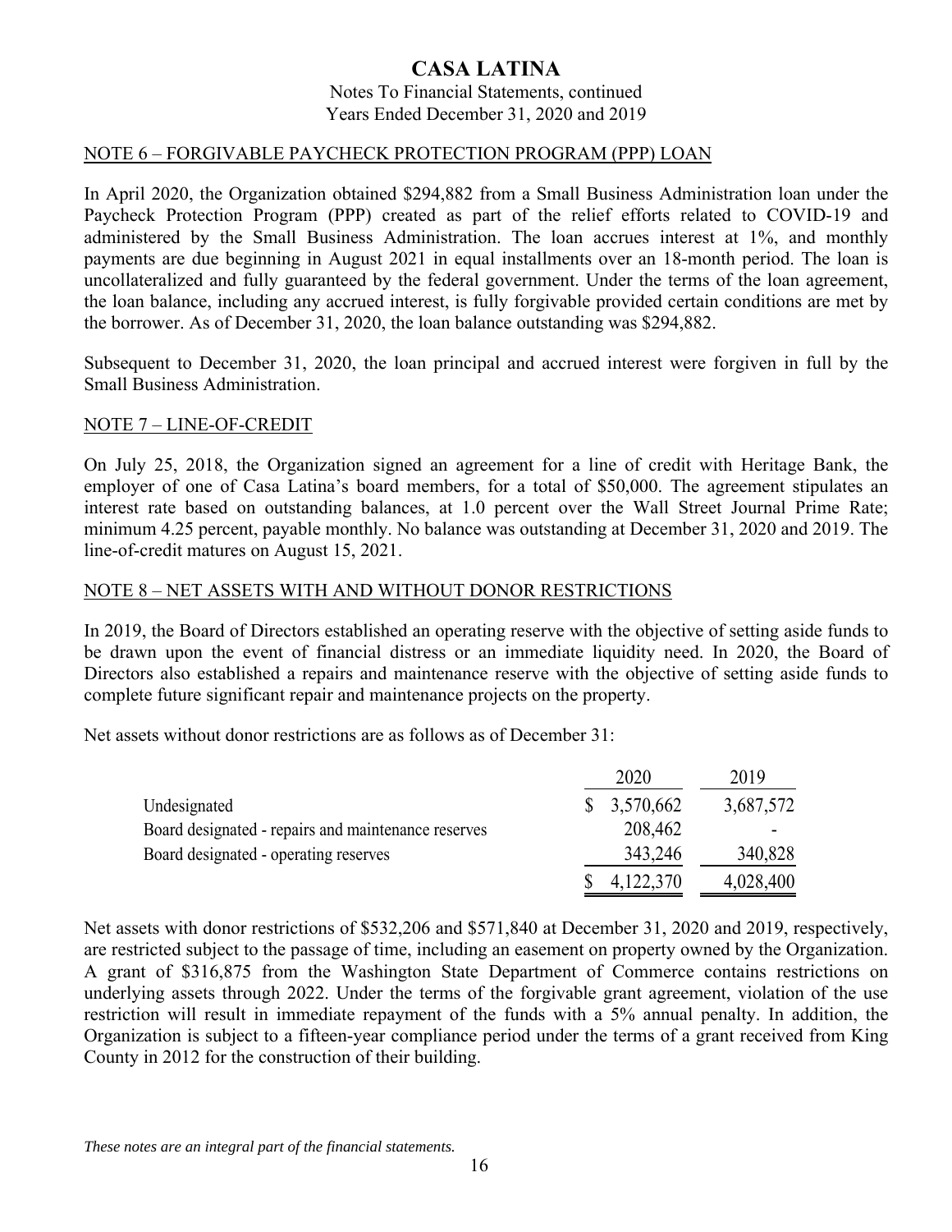# CASA LATINA

Notes To Financial Statements, continued
Years Ended December 31, 2020 and 2019

## NOTE 6 – FORGIVABLE PAYCHECK PROTECTION PROGRAM (PPP) LOAN

In April 2020, the Organization obtained $294,882 from a Small Business Administration loan under the Paycheck Protection Program (PPP) created as part of the relief efforts related to COVID-19 and administered by the Small Business Administration. The loan accrues interest at 1%, and monthly payments are due beginning in August 2021 in equal installments over an 18-month period. The loan is uncollateralized and fully guaranteed by the federal government. Under the terms of the loan agreement, the loan balance, including any accrued interest, is fully forgivable provided certain conditions are met by the borrower. As of December 31, 2020, the loan balance outstanding was $294,882.

Subsequent to December 31, 2020, the loan principal and accrued interest were forgiven in full by the Small Business Administration.

## NOTE 7 – LINE-OF-CREDIT

On July 25, 2018, the Organization signed an agreement for a line of credit with Heritage Bank, the employer of one of Casa Latina's board members, for a total of $50,000. The agreement stipulates an interest rate based on outstanding balances, at 1.0 percent over the Wall Street Journal Prime Rate; minimum 4.25 percent, payable monthly. No balance was outstanding at December 31, 2020 and 2019. The line-of-credit matures on August 15, 2021.

## NOTE 8 – NET ASSETS WITH AND WITHOUT DONOR RESTRICTIONS

In 2019, the Board of Directors established an operating reserve with the objective of setting aside funds to be drawn upon the event of financial distress or an immediate liquidity need. In 2020, the Board of Directors also established a repairs and maintenance reserve with the objective of setting aside funds to complete future significant repair and maintenance projects on the property.

Net assets without donor restrictions are as follows as of December 31:

| | 2020 | 2019 |
|---|---|---|
| Undesignated | $ 3,570,662 | 3,687,572 |
| Board designated - repairs and maintenance reserves | 208,462 | - |
| Board designated - operating reserves | 343,246 | 340,828 |
| | $ 4,122,370 | 4,028,400 |

Net assets with donor restrictions of $532,206 and $571,840 at December 31, 2020 and 2019, respectively, are restricted subject to the passage of time, including an easement on property owned by the Organization. A grant of $316,875 from the Washington State Department of Commerce contains restrictions on underlying assets through 2022. Under the terms of the forgivable grant agreement, violation of the use restriction will result in immediate repayment of the funds with a 5% annual penalty. In addition, the Organization is subject to a fifteen-year compliance period under the terms of a grant received from King County in 2012 for the construction of their building.

*These notes are an integral part of the financial statements.*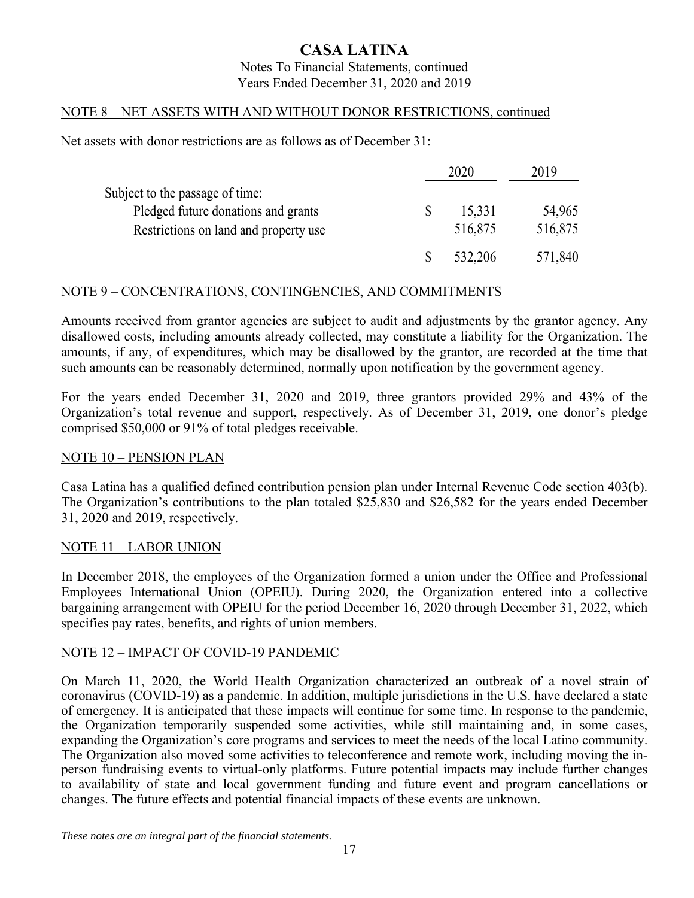# CASA LATINA

Notes To Financial Statements, continued
Years Ended December 31, 2020 and 2019

## NOTE 8 – NET ASSETS WITH AND WITHOUT DONOR RESTRICTIONS, continued

Net assets with donor restrictions are as follows as of December 31:

| | 2020 | 2019 |
|---|---|---|
| Subject to the passage of time: | | |
| Pledged future donations and grants | $ 15,331 | 54,965 |
| Restrictions on land and property use | 516,875 | 516,875 |
| | $ 532,206 | 571,840 |

## NOTE 9 – CONCENTRATIONS, CONTINGENCIES, AND COMMITMENTS

Amounts received from grantor agencies are subject to audit and adjustments by the grantor agency. Any disallowed costs, including amounts already collected, may constitute a liability for the Organization. The amounts, if any, of expenditures, which may be disallowed by the grantor, are recorded at the time that such amounts can be reasonably determined, normally upon notification by the government agency.

For the years ended December 31, 2020 and 2019, three grantors provided 29% and 43% of the Organization's total revenue and support, respectively. As of December 31, 2019, one donor's pledge comprised $50,000 or 91% of total pledges receivable.

## NOTE 10 – PENSION PLAN

Casa Latina has a qualified defined contribution pension plan under Internal Revenue Code section 403(b). The Organization's contributions to the plan totaled $25,830 and $26,582 for the years ended December 31, 2020 and 2019, respectively.

## NOTE 11 – LABOR UNION

In December 2018, the employees of the Organization formed a union under the Office and Professional Employees International Union (OPEIU). During 2020, the Organization entered into a collective bargaining arrangement with OPEIU for the period December 16, 2020 through December 31, 2022, which specifies pay rates, benefits, and rights of union members.

## NOTE 12 – IMPACT OF COVID-19 PANDEMIC

On March 11, 2020, the World Health Organization characterized an outbreak of a novel strain of coronavirus (COVID-19) as a pandemic. In addition, multiple jurisdictions in the U.S. have declared a state of emergency. It is anticipated that these impacts will continue for some time. In response to the pandemic, the Organization temporarily suspended some activities, while still maintaining and, in some cases, expanding the Organization's core programs and services to meet the needs of the local Latino community. The Organization also moved some activities to teleconference and remote work, including moving the in-person fundraising events to virtual-only platforms. Future potential impacts may include further changes to availability of state and local government funding and future event and program cancellations or changes. The future effects and potential financial impacts of these events are unknown.

*These notes are an integral part of the financial statements.*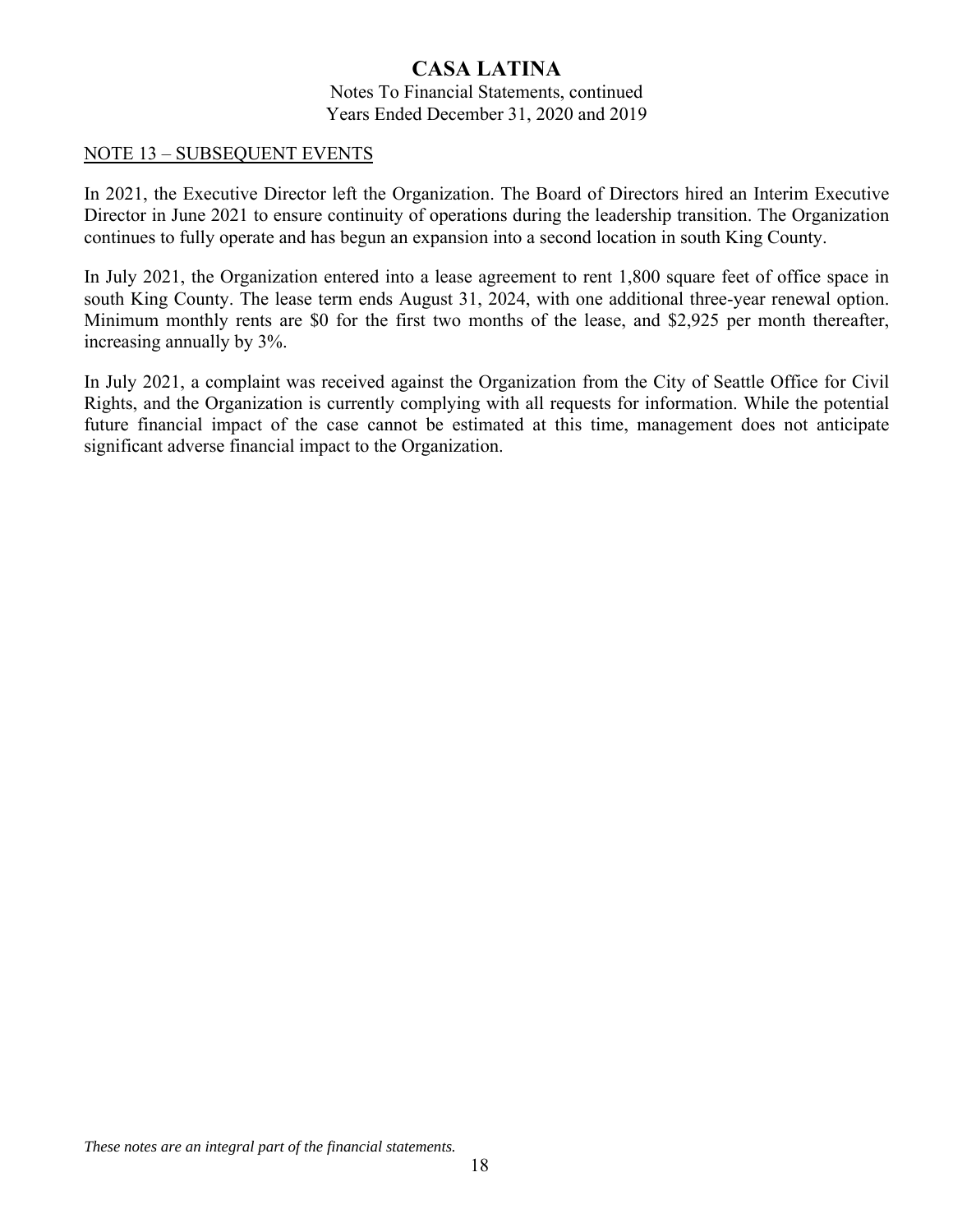## NOTE 13 – SUBSEQUENT EVENTS

In 2021, the Executive Director left the Organization. The Board of Directors hired an Interim Executive Director in June 2021 to ensure continuity of operations during the leadership transition. The Organization continues to fully operate and has begun an expansion into a second location in south King County.

In July 2021, the Organization entered into a lease agreement to rent 1,800 square feet of office space in south King County. The lease term ends August 31, 2024, with one additional three-year renewal option. Minimum monthly rents are $0 for the first two months of the lease, and $2,925 per month thereafter, increasing annually by 3%.

In July 2021, a complaint was received against the Organization from the City of Seattle Office for Civil Rights, and the Organization is currently complying with all requests for information. While the potential future financial impact of the case cannot be estimated at this time, management does not anticipate significant adverse financial impact to the Organization.

*These notes are an integral part of the financial statements.*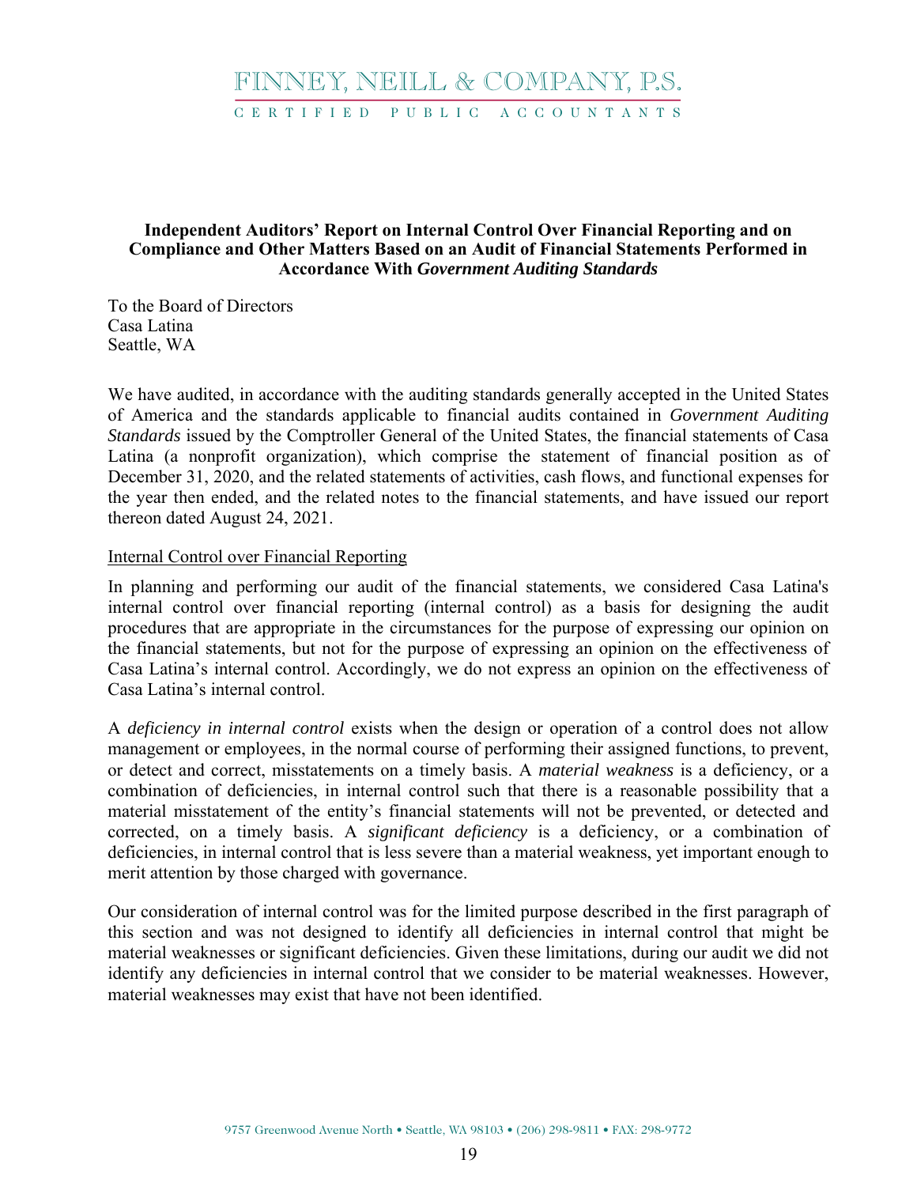FINNEY, NEILL & COMPANY, P.S.

CERTIFIED PUBLIC ACCOUNTANTS

**Independent Auditors' Report on Internal Control Over Financial Reporting and on Compliance and Other Matters Based on an Audit of Financial Statements Performed in Accordance With *Government Auditing Standards***

To the Board of Directors
Casa Latina
Seattle, WA

We have audited, in accordance with the auditing standards generally accepted in the United States of America and the standards applicable to financial audits contained in *Government Auditing Standards* issued by the Comptroller General of the United States, the financial statements of Casa Latina (a nonprofit organization), which comprise the statement of financial position as of December 31, 2020, and the related statements of activities, cash flows, and functional expenses for the year then ended, and the related notes to the financial statements, and have issued our report thereon dated August 24, 2021.

Internal Control over Financial Reporting

In planning and performing our audit of the financial statements, we considered Casa Latina's internal control over financial reporting (internal control) as a basis for designing the audit procedures that are appropriate in the circumstances for the purpose of expressing our opinion on the financial statements, but not for the purpose of expressing an opinion on the effectiveness of Casa Latina's internal control. Accordingly, we do not express an opinion on the effectiveness of Casa Latina's internal control.

A *deficiency in internal control* exists when the design or operation of a control does not allow management or employees, in the normal course of performing their assigned functions, to prevent, or detect and correct, misstatements on a timely basis. A *material weakness* is a deficiency, or a combination of deficiencies, in internal control such that there is a reasonable possibility that a material misstatement of the entity's financial statements will not be prevented, or detected and corrected, on a timely basis. A *significant deficiency* is a deficiency, or a combination of deficiencies, in internal control that is less severe than a material weakness, yet important enough to merit attention by those charged with governance.

Our consideration of internal control was for the limited purpose described in the first paragraph of this section and was not designed to identify all deficiencies in internal control that might be material weaknesses or significant deficiencies. Given these limitations, during our audit we did not identify any deficiencies in internal control that we consider to be material weaknesses. However, material weaknesses may exist that have not been identified.

9757 Greenwood Avenue North • Seattle, WA 98103 • (206) 298-9811 • FAX: 298-9772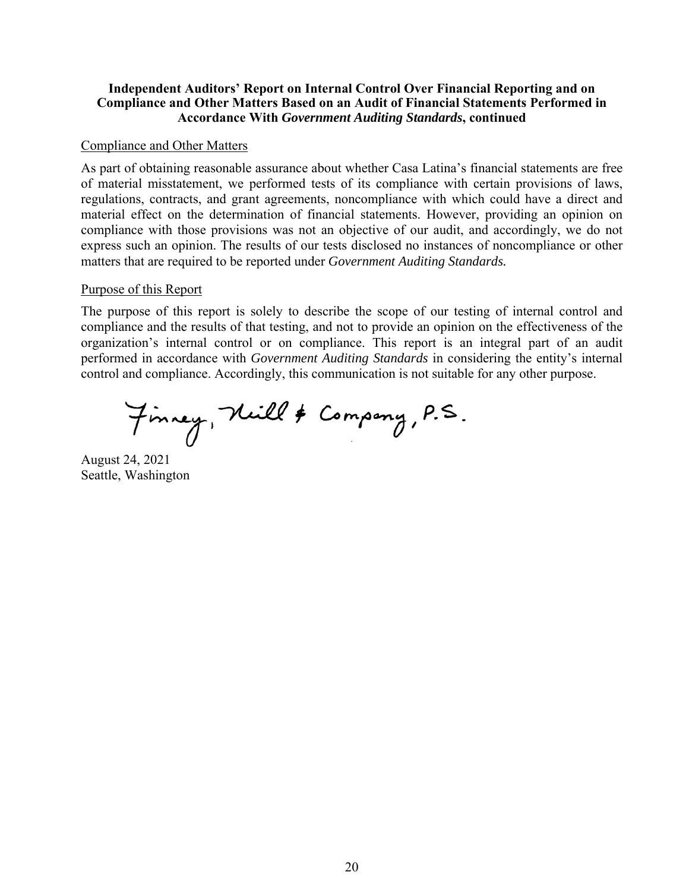**Independent Auditors' Report on Internal Control Over Financial Reporting and on Compliance and Other Matters Based on an Audit of Financial Statements Performed in Accordance With *Government Auditing Standards*, continued**

Compliance and Other Matters

As part of obtaining reasonable assurance about whether Casa Latina's financial statements are free of material misstatement, we performed tests of its compliance with certain provisions of laws, regulations, contracts, and grant agreements, noncompliance with which could have a direct and material effect on the determination of financial statements. However, providing an opinion on compliance with those provisions was not an objective of our audit, and accordingly, we do not express such an opinion. The results of our tests disclosed no instances of noncompliance or other matters that are required to be reported under *Government Auditing Standards.*

Purpose of this Report

The purpose of this report is solely to describe the scope of our testing of internal control and compliance and the results of that testing, and not to provide an opinion on the effectiveness of the organization's internal control or on compliance. This report is an integral part of an audit performed in accordance with *Government Auditing Standards* in considering the entity's internal control and compliance. Accordingly, this communication is not suitable for any other purpose.

Finney, Neill & Company, P.S.

August 24, 2021
Seattle, Washington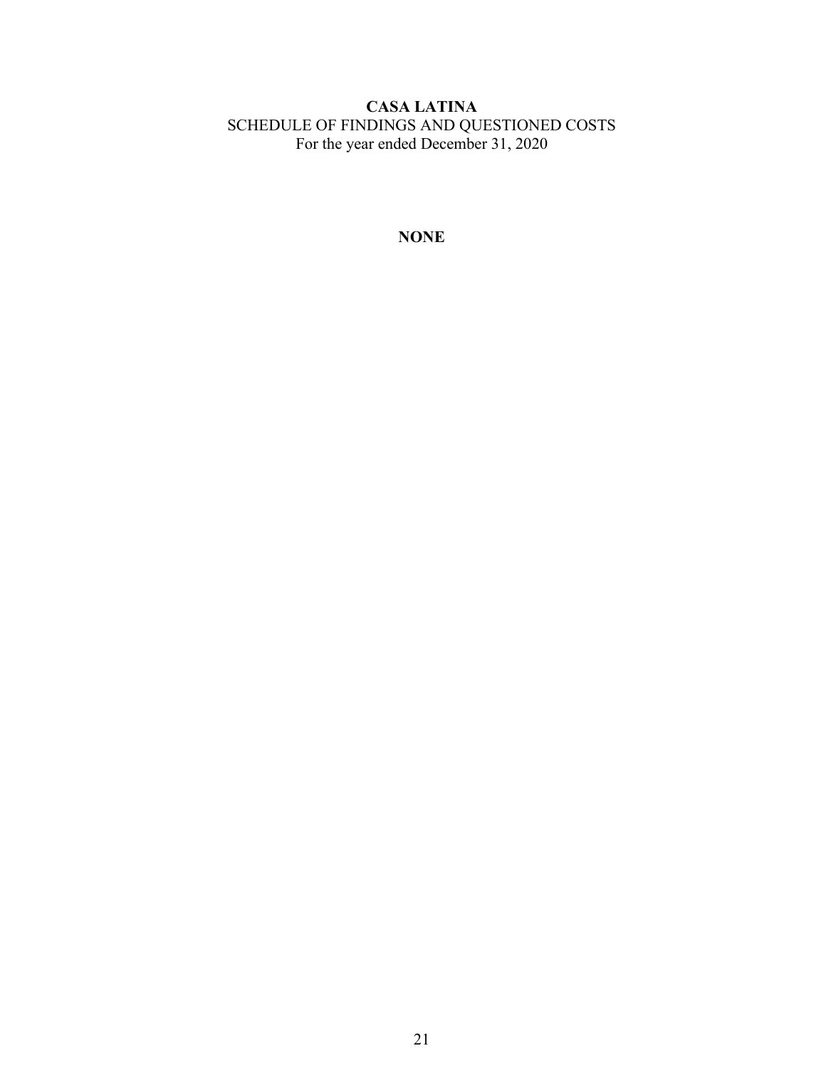**CASA LATINA**
SCHEDULE OF FINDINGS AND QUESTIONED COSTS
For the year ended December 31, 2020

**NONE**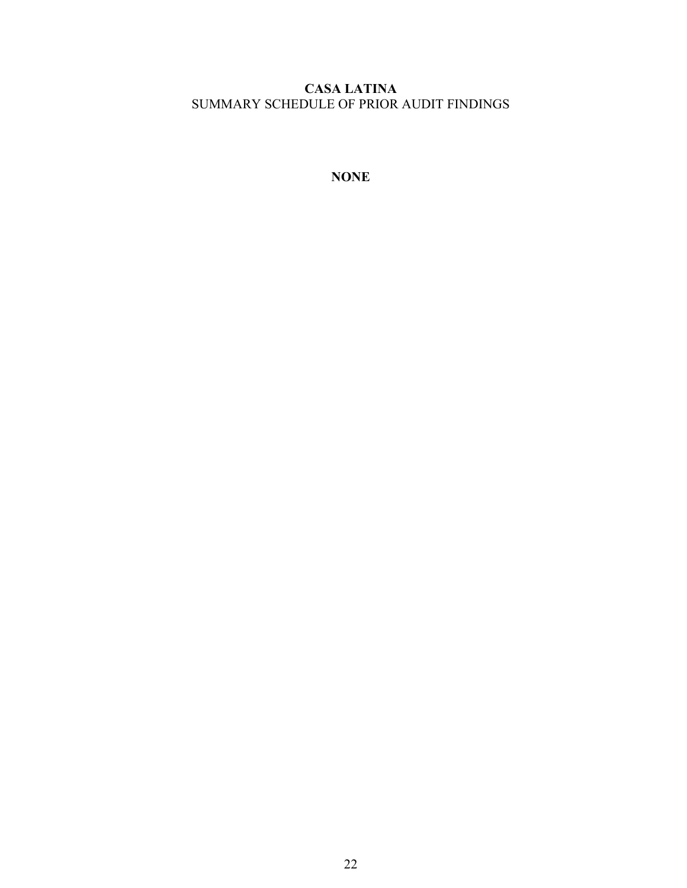# CASA LATINA
## SUMMARY SCHEDULE OF PRIOR AUDIT FINDINGS

**NONE**